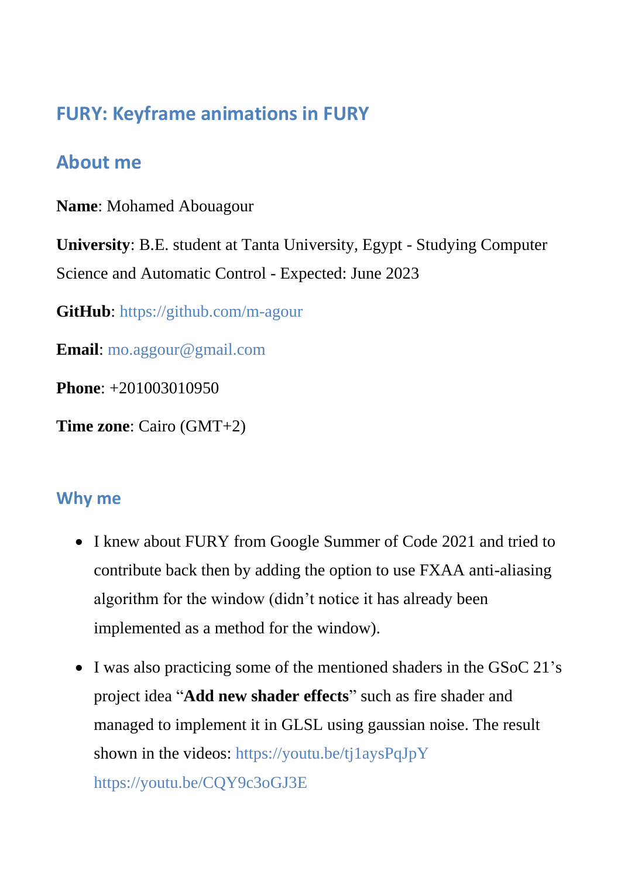# FURY: Keyframe animations in FURY

## About me

**Name**: Mohamed Abouagour

**University**: B.E. student at Tanta University, Egypt - Studying Computer Science and Automatic Control - Expected: June 2023

**GitHub**: https://github.com/m-agour

**Email**: mo.aggour@gmail.com

**Phone**: +201003010950

**Time zone**: Cairo (GMT+2)

### Why me

- I knew about FURY from Google Summer of Code 2021 and tried to contribute back then by adding the option to use FXAA anti-aliasing algorithm for the window (didn't notice it has already been implemented as a method for the window).
- I was also practicing some of the mentioned shaders in the GSoC 21's project idea "**Add new shader effects**" such as fire shader and managed to implement it in GLSL using gaussian noise. The result shown in the videos: https://youtu.be/tj1aysPqJpY https://youtu.be/CQY9c3oGJ3E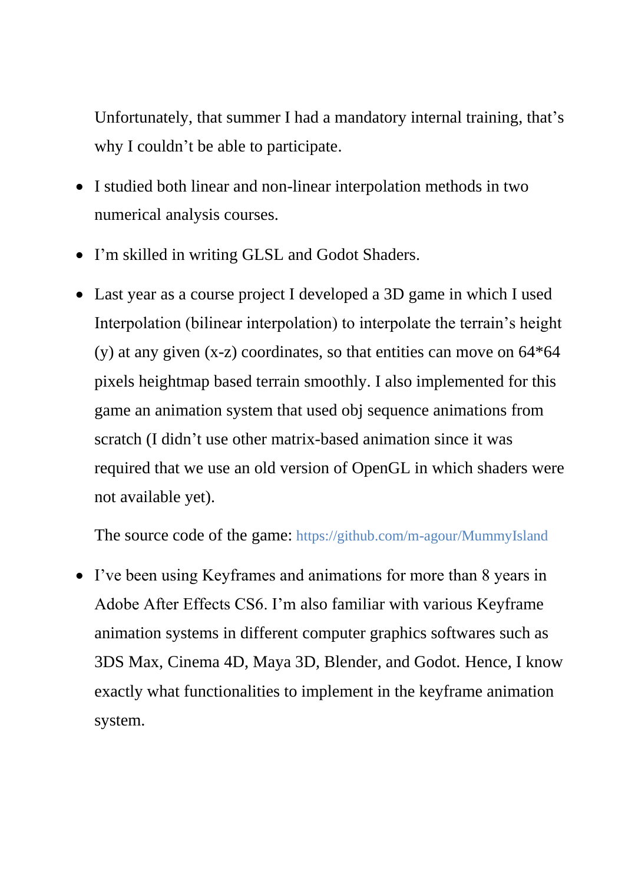Unfortunately, that summer I had a mandatory internal training, that's why I couldn't be able to participate.

- I studied both linear and non-linear interpolation methods in two numerical analysis courses.
- I'm skilled in writing GLSL and Godot Shaders.
- Last year as a course project I developed a 3D game in which I used Interpolation (bilinear interpolation) to interpolate the terrain's height (y) at any given (x-z) coordinates, so that entities can move on 64*64 pixels heightmap based terrain smoothly. I also implemented for this game an animation system that used obj sequence animations from scratch (I didn't use other matrix-based animation since it was required that we use an old version of OpenGL in which shaders were not available yet).

  The source code of the game: https://github.com/m-agour/MummyIsland

- I've been using Keyframes and animations for more than 8 years in Adobe After Effects CS6. I'm also familiar with various Keyframe animation systems in different computer graphics softwares such as 3DS Max, Cinema 4D, Maya 3D, Blender, and Godot. Hence, I know exactly what functionalities to implement in the keyframe animation system.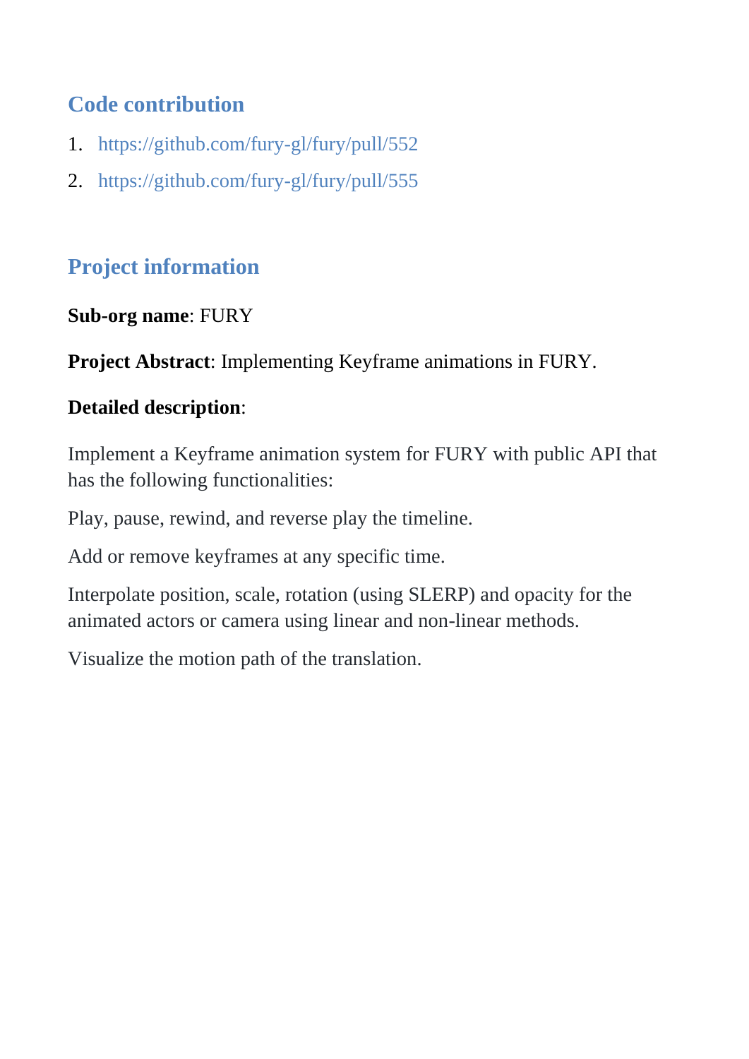## Code contribution

1. https://github.com/fury-gl/fury/pull/552
2. https://github.com/fury-gl/fury/pull/555

## Project information

**Sub-org name**: FURY

**Project Abstract**: Implementing Keyframe animations in FURY.

**Detailed description**:

Implement a Keyframe animation system for FURY with public API that has the following functionalities:

Play, pause, rewind, and reverse play the timeline.

Add or remove keyframes at any specific time.

Interpolate position, scale, rotation (using SLERP) and opacity for the animated actors or camera using linear and non-linear methods.

Visualize the motion path of the translation.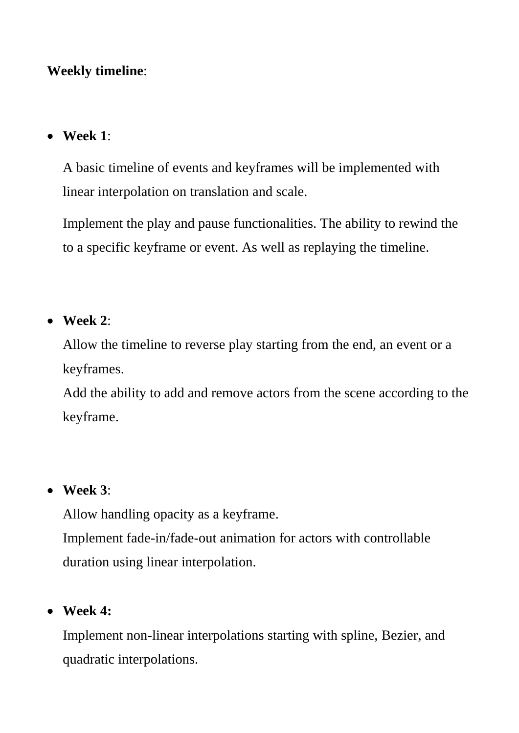**Weekly timeline**:

- **Week 1**:

  A basic timeline of events and keyframes will be implemented with linear interpolation on translation and scale.

  Implement the play and pause functionalities. The ability to rewind the to a specific keyframe or event. As well as replaying the timeline.

- **Week 2**:
  Allow the timeline to reverse play starting from the end, an event or a keyframes.
  Add the ability to add and remove actors from the scene according to the keyframe.

- **Week 3**:
  Allow handling opacity as a keyframe.
  Implement fade-in/fade-out animation for actors with controllable duration using linear interpolation.

- **Week 4:**
  Implement non-linear interpolations starting with spline, Bezier, and quadratic interpolations.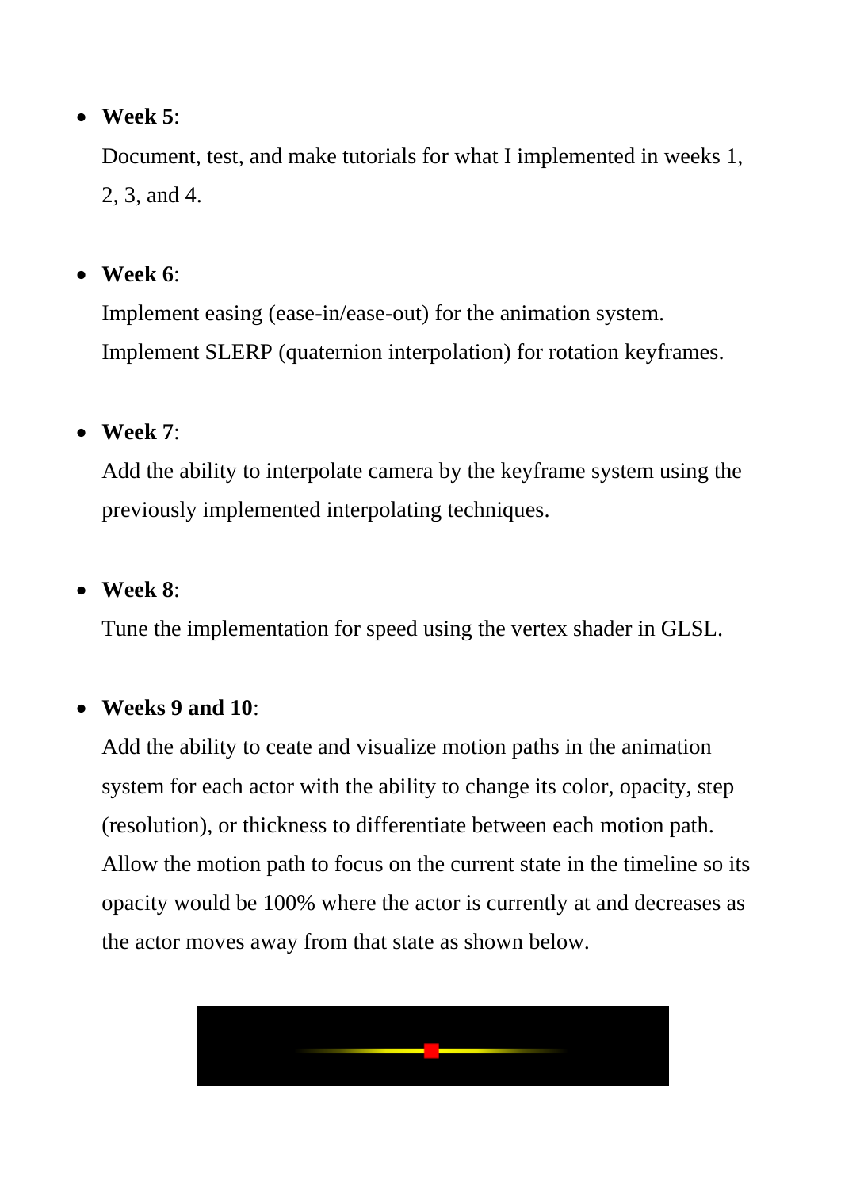- **Week 5**:

  Document, test, and make tutorials for what I implemented in weeks 1, 2, 3, and 4.

- **Week 6**:

  Implement easing (ease-in/ease-out) for the animation system.
  Implement SLERP (quaternion interpolation) for rotation keyframes.

- **Week 7**:

  Add the ability to interpolate camera by the keyframe system using the previously implemented interpolating techniques.

- **Week 8**:

  Tune the implementation for speed using the vertex shader in GLSL.

- **Weeks 9 and 10**:

  Add the ability to ceate and visualize motion paths in the animation system for each actor with the ability to change its color, opacity, step (resolution), or thickness to differentiate between each motion path. Allow the motion path to focus on the current state in the timeline so its opacity would be 100% where the actor is currently at and decreases as the actor moves away from that state as shown below.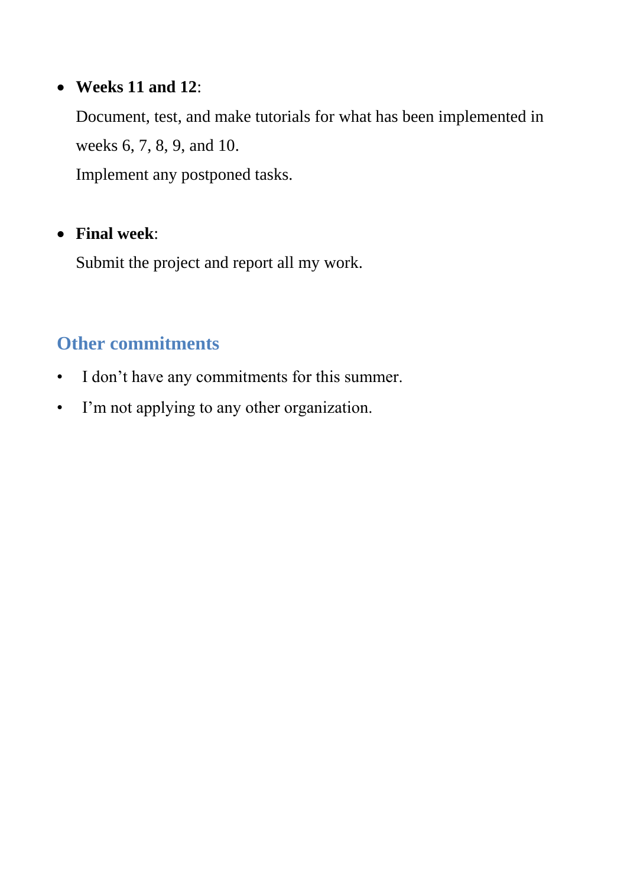- **Weeks 11 and 12**:

  Document, test, and make tutorials for what has been implemented in weeks 6, 7, 8, 9, and 10.

  Implement any postponed tasks.

- **Final week**:

  Submit the project and report all my work.

## Other commitments

- I don't have any commitments for this summer.
- I'm not applying to any other organization.